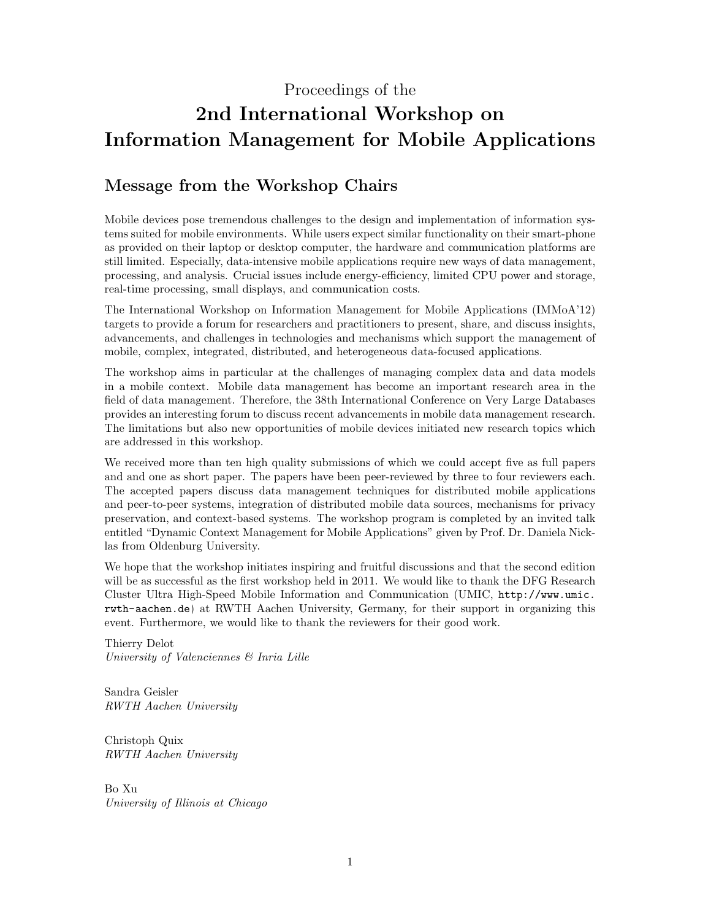Proceedings of the

# 2nd International Workshop on Information Management for Mobile Applications

## Message from the Workshop Chairs

Mobile devices pose tremendous challenges to the design and implementation of information systems suited for mobile environments. While users expect similar functionality on their smart-phone as provided on their laptop or desktop computer, the hardware and communication platforms are still limited. Especially, data-intensive mobile applications require new ways of data management, processing, and analysis. Crucial issues include energy-efficiency, limited CPU power and storage, real-time processing, small displays, and communication costs.

The International Workshop on Information Management for Mobile Applications (IMMoA'12) targets to provide a forum for researchers and practitioners to present, share, and discuss insights, advancements, and challenges in technologies and mechanisms which support the management of mobile, complex, integrated, distributed, and heterogeneous data-focused applications.

The workshop aims in particular at the challenges of managing complex data and data models in a mobile context. Mobile data management has become an important research area in the field of data management. Therefore, the 38th International Conference on Very Large Databases provides an interesting forum to discuss recent advancements in mobile data management research. The limitations but also new opportunities of mobile devices initiated new research topics which are addressed in this workshop.

We received more than ten high quality submissions of which we could accept five as full papers and and one as short paper. The papers have been peer-reviewed by three to four reviewers each. The accepted papers discuss data management techniques for distributed mobile applications and peer-to-peer systems, integration of distributed mobile data sources, mechanisms for privacy preservation, and context-based systems. The workshop program is completed by an invited talk entitled "Dynamic Context Management for Mobile Applications" given by Prof. Dr. Daniela Nicklas from Oldenburg University.

We hope that the workshop initiates inspiring and fruitful discussions and that the second edition will be as successful as the first workshop held in 2011. We would like to thank the DFG Research Cluster Ultra High-Speed Mobile Information and Communication (UMIC, `http://www.umic.rwth-aachen.de`) at RWTH Aachen University, Germany, for their support in organizing this event. Furthermore, we would like to thank the reviewers for their good work.

Thierry Delot
*University of Valenciennes & Inria Lille*

Sandra Geisler
*RWTH Aachen University*

Christoph Quix
*RWTH Aachen University*

Bo Xu
*University of Illinois at Chicago*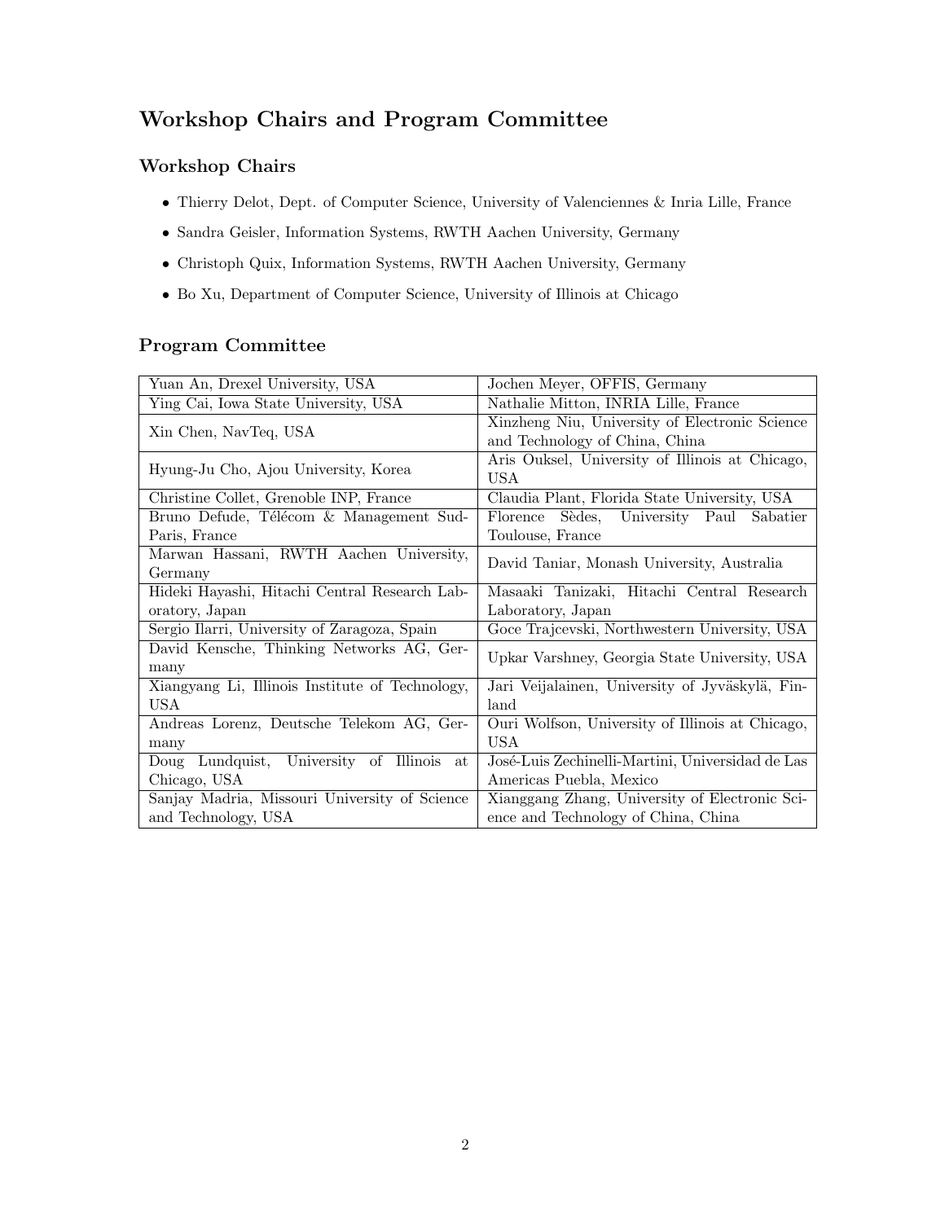# Workshop Chairs and Program Committee

## Workshop Chairs

- Thierry Delot, Dept. of Computer Science, University of Valenciennes & Inria Lille, France
- Sandra Geisler, Information Systems, RWTH Aachen University, Germany
- Christoph Quix, Information Systems, RWTH Aachen University, Germany
- Bo Xu, Department of Computer Science, University of Illinois at Chicago

## Program Committee

| | |
|---|---|
| Yuan An, Drexel University, USA | Jochen Meyer, OFFIS, Germany |
| Ying Cai, Iowa State University, USA | Nathalie Mitton, INRIA Lille, France |
| Xin Chen, NavTeq, USA | Xinzheng Niu, University of Electronic Science and Technology of China, China |
| Hyung-Ju Cho, Ajou University, Korea | Aris Ouksel, University of Illinois at Chicago, USA |
| Christine Collet, Grenoble INP, France | Claudia Plant, Florida State University, USA |
| Bruno Defude, Télécom & Management SudParis, France | Florence Sèdes, University Paul Sabatier Toulouse, France |
| Marwan Hassani, RWTH Aachen University, Germany | David Taniar, Monash University, Australia |
| Hideki Hayashi, Hitachi Central Research Laboratory, Japan | Masaaki Tanizaki, Hitachi Central Research Laboratory, Japan |
| Sergio Ilarri, University of Zaragoza, Spain | Goce Trajcevski, Northwestern University, USA |
| David Kensche, Thinking Networks AG, Germany | Upkar Varshney, Georgia State University, USA |
| Xiangyang Li, Illinois Institute of Technology, USA | Jari Veijalainen, University of Jyväskylä, Finland |
| Andreas Lorenz, Deutsche Telekom AG, Germany | Ouri Wolfson, University of Illinois at Chicago, USA |
| Doug Lundquist, University of Illinois at Chicago, USA | José-Luis Zechinelli-Martini, Universidad de Las Americas Puebla, Mexico |
| Sanjay Madria, Missouri University of Science and Technology, USA | Xianggang Zhang, University of Electronic Science and Technology of China, China |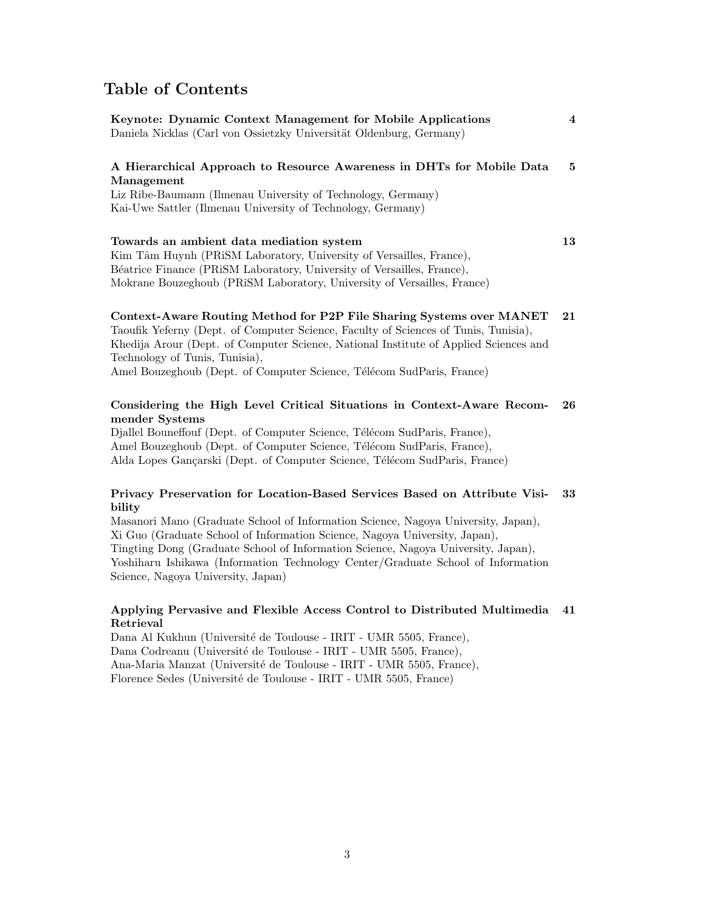# Table of Contents

**Keynote: Dynamic Context Management for Mobile Applications** **4**
Daniela Nicklas (Carl von Ossietzky Universität Oldenburg, Germany)

**A Hierarchical Approach to Resource Awareness in DHTs for Mobile Data Management** **5**
Liz Ribe-Baumann (Ilmenau University of Technology, Germany)
Kai-Uwe Sattler (Ilmenau University of Technology, Germany)

**Towards an ambient data mediation system** **13**
Kim Tâm Huynh (PRiSM Laboratory, University of Versailles, France),
Béatrice Finance (PRiSM Laboratory, University of Versailles, France),
Mokrane Bouzeghoub (PRiSM Laboratory, University of Versailles, France)

**Context-Aware Routing Method for P2P File Sharing Systems over MANET** **21**
Taoufik Yeferny (Dept. of Computer Science, Faculty of Sciences of Tunis, Tunisia),
Khedija Arour (Dept. of Computer Science, National Institute of Applied Sciences and Technology of Tunis, Tunisia),
Amel Bouzeghoub (Dept. of Computer Science, Télécom SudParis, France)

**Considering the High Level Critical Situations in Context-Aware Recommender Systems** **26**
Djallel Bouneffouf (Dept. of Computer Science, Télécom SudParis, France),
Amel Bouzeghoub (Dept. of Computer Science, Télécom SudParis, France),
Alda Lopes Gançarski (Dept. of Computer Science, Télécom SudParis, France)

**Privacy Preservation for Location-Based Services Based on Attribute Visibility** **33**
Masanori Mano (Graduate School of Information Science, Nagoya University, Japan),
Xi Guo (Graduate School of Information Science, Nagoya University, Japan),
Tingting Dong (Graduate School of Information Science, Nagoya University, Japan),
Yoshiharu Ishikawa (Information Technology Center/Graduate School of Information Science, Nagoya University, Japan)

**Applying Pervasive and Flexible Access Control to Distributed Multimedia Retrieval** **41**
Dana Al Kukhun (Université de Toulouse - IRIT - UMR 5505, France),
Dana Codreanu (Université de Toulouse - IRIT - UMR 5505, France),
Ana-Maria Manzat (Université de Toulouse - IRIT - UMR 5505, France),
Florence Sedes (Université de Toulouse - IRIT - UMR 5505, France)